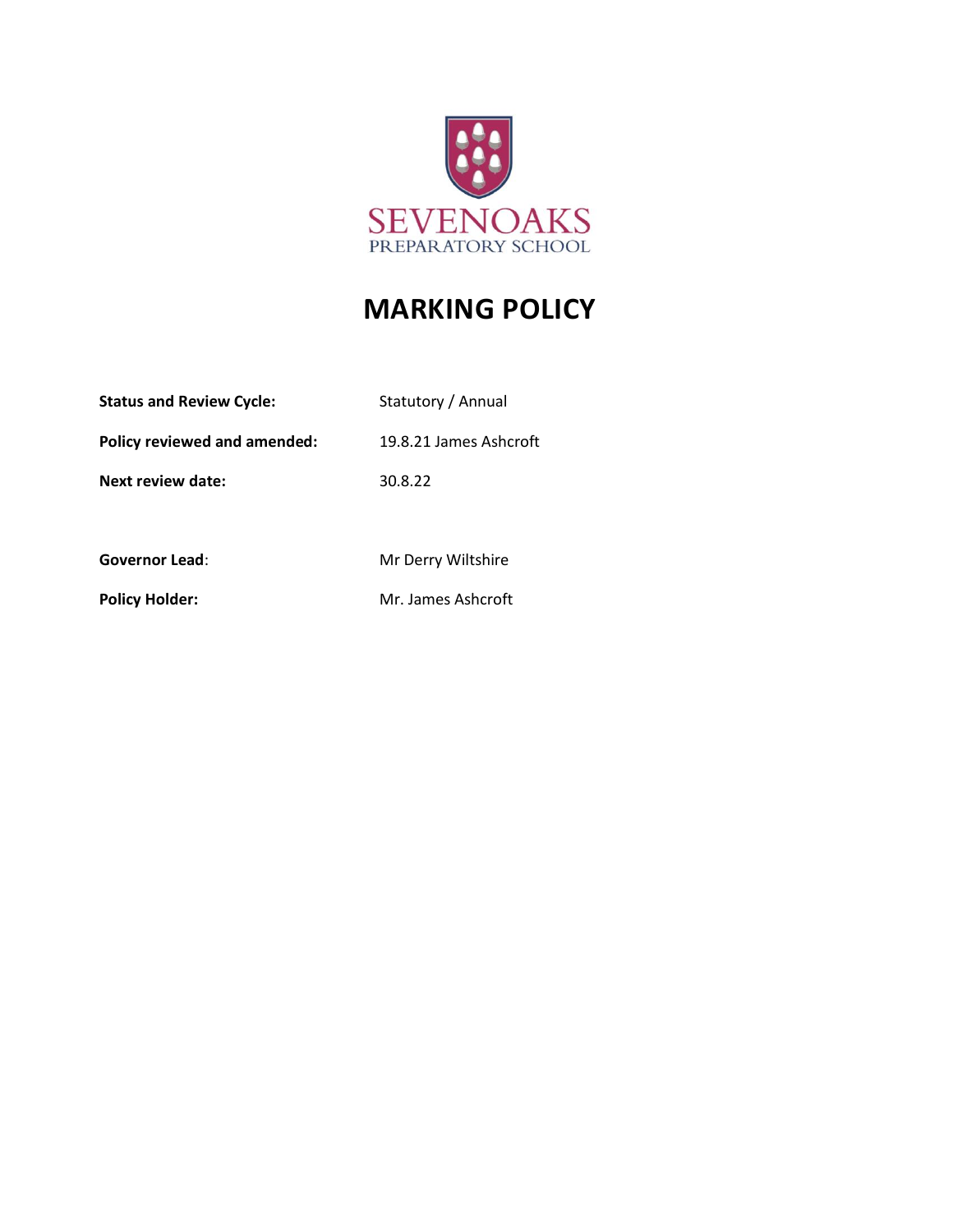SEVENOAKS

PREPARATORY SCHOOL

# MARKING POLICY

| | |
|---|---|
| **Status and Review Cycle:** | Statutory / Annual |
| **Policy reviewed and amended:** | 19.8.21 James Ashcroft |
| **Next review date:** | 30.8.22 |
| **Governor Lead**: | Mr Derry Wiltshire |
| **Policy Holder:** | Mr. James Ashcroft |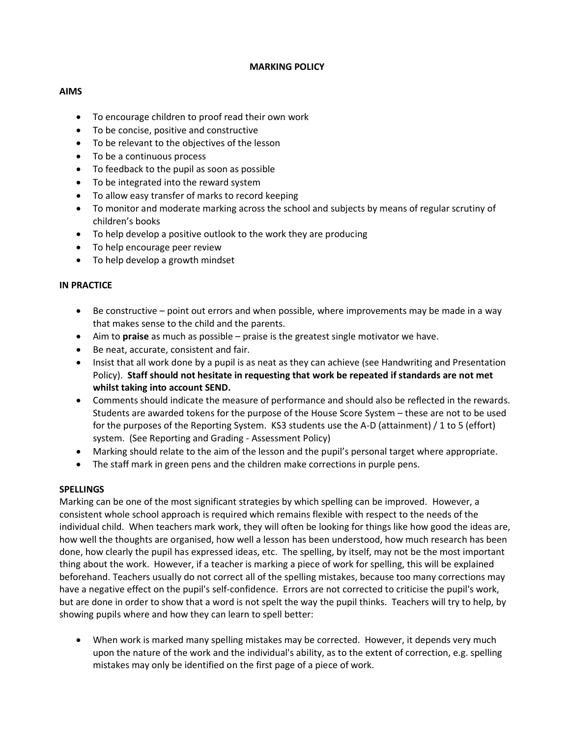# MARKING POLICY

## AIMS

- To encourage children to proof read their own work
- To be concise, positive and constructive
- To be relevant to the objectives of the lesson
- To be a continuous process
- To feedback to the pupil as soon as possible
- To be integrated into the reward system
- To allow easy transfer of marks to record keeping
- To monitor and moderate marking across the school and subjects by means of regular scrutiny of children's books
- To help develop a positive outlook to the work they are producing
- To help encourage peer review
- To help develop a growth mindset

## IN PRACTICE

- Be constructive – point out errors and when possible, where improvements may be made in a way that makes sense to the child and the parents.
- Aim to **praise** as much as possible – praise is the greatest single motivator we have.
- Be neat, accurate, consistent and fair.
- Insist that all work done by a pupil is as neat as they can achieve (see Handwriting and Presentation Policy). **Staff should not hesitate in requesting that work be repeated if standards are not met whilst taking into account SEND.**
- Comments should indicate the measure of performance and should also be reflected in the rewards. Students are awarded tokens for the purpose of the House Score System – these are not to be used for the purposes of the Reporting System. KS3 students use the A-D (attainment) / 1 to 5 (effort) system. (See Reporting and Grading - Assessment Policy)
- Marking should relate to the aim of the lesson and the pupil's personal target where appropriate.
- The staff mark in green pens and the children make corrections in purple pens.

## SPELLINGS

Marking can be one of the most significant strategies by which spelling can be improved. However, a consistent whole school approach is required which remains flexible with respect to the needs of the individual child. When teachers mark work, they will often be looking for things like how good the ideas are, how well the thoughts are organised, how well a lesson has been understood, how much research has been done, how clearly the pupil has expressed ideas, etc. The spelling, by itself, may not be the most important thing about the work. However, if a teacher is marking a piece of work for spelling, this will be explained beforehand. Teachers usually do not correct all of the spelling mistakes, because too many corrections may have a negative effect on the pupil's self-confidence. Errors are not corrected to criticise the pupil's work, but are done in order to show that a word is not spelt the way the pupil thinks. Teachers will try to help, by showing pupils where and how they can learn to spell better:

- When work is marked many spelling mistakes may be corrected. However, it depends very much upon the nature of the work and the individual's ability, as to the extent of correction, e.g. spelling mistakes may only be identified on the first page of a piece of work.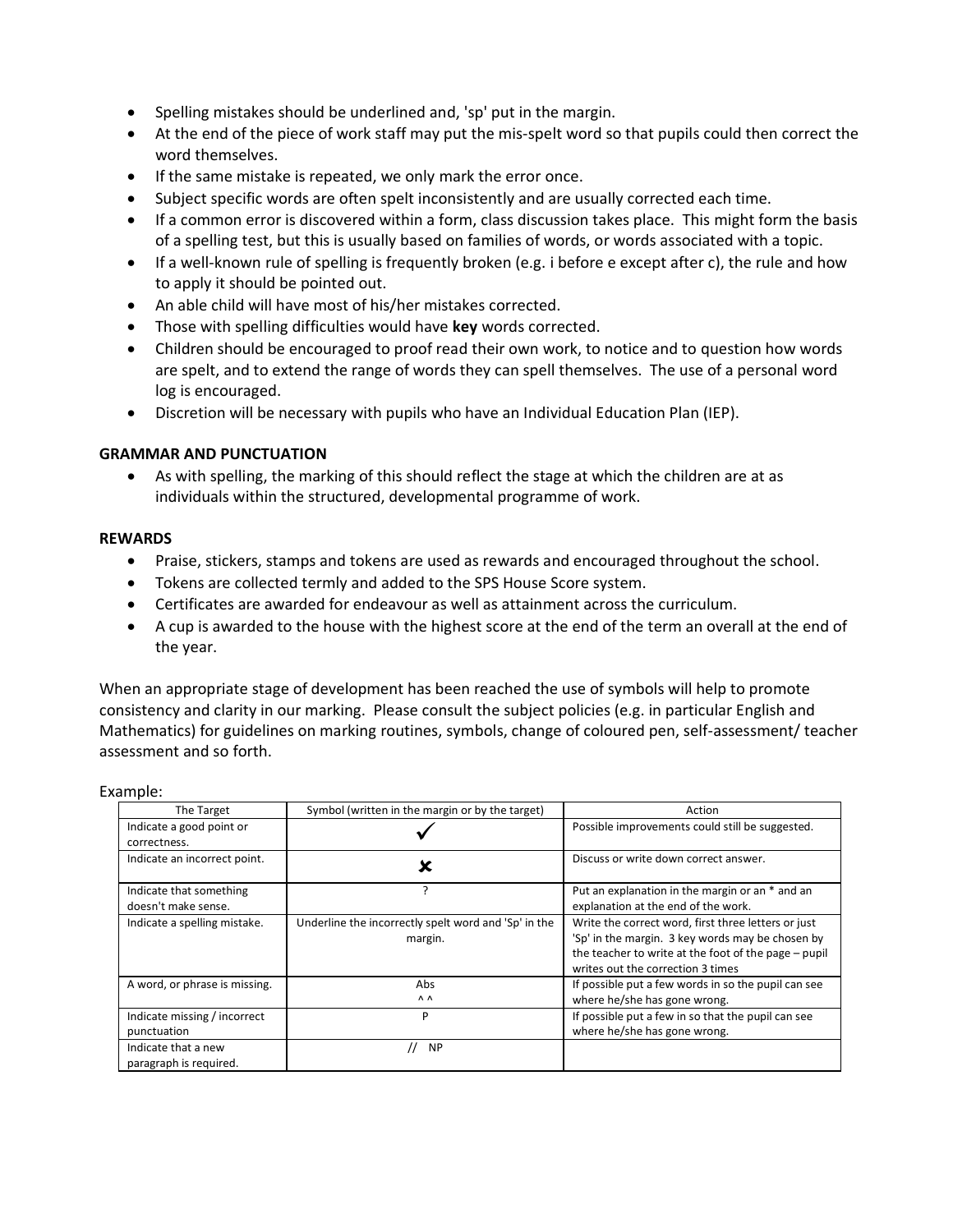- Spelling mistakes should be underlined and, 'sp' put in the margin.
- At the end of the piece of work staff may put the mis-spelt word so that pupils could then correct the word themselves.
- If the same mistake is repeated, we only mark the error once.
- Subject specific words are often spelt inconsistently and are usually corrected each time.
- If a common error is discovered within a form, class discussion takes place. This might form the basis of a spelling test, but this is usually based on families of words, or words associated with a topic.
- If a well-known rule of spelling is frequently broken (e.g. i before e except after c), the rule and how to apply it should be pointed out.
- An able child will have most of his/her mistakes corrected.
- Those with spelling difficulties would have **key** words corrected.
- Children should be encouraged to proof read their own work, to notice and to question how words are spelt, and to extend the range of words they can spell themselves. The use of a personal word log is encouraged.
- Discretion will be necessary with pupils who have an Individual Education Plan (IEP).

**GRAMMAR AND PUNCTUATION**

- As with spelling, the marking of this should reflect the stage at which the children are at as individuals within the structured, developmental programme of work.

**REWARDS**

- Praise, stickers, stamps and tokens are used as rewards and encouraged throughout the school.
- Tokens are collected termly and added to the SPS House Score system.
- Certificates are awarded for endeavour as well as attainment across the curriculum.
- A cup is awarded to the house with the highest score at the end of the term an overall at the end of the year.

When an appropriate stage of development has been reached the use of symbols will help to promote consistency and clarity in our marking. Please consult the subject policies (e.g. in particular English and Mathematics) for guidelines on marking routines, symbols, change of coloured pen, self-assessment/ teacher assessment and so forth.

Example:

| The Target | Symbol (written in the margin or by the target) | Action |
|---|---|---|
| Indicate a good point or correctness. | ✓ | Possible improvements could still be suggested. |
| Indicate an incorrect point. | ✘ | Discuss or write down correct answer. |
| Indicate that something doesn't make sense. | ? | Put an explanation in the margin or an * and an explanation at the end of the work. |
| Indicate a spelling mistake. | Underline the incorrectly spelt word and 'Sp' in the margin. | Write the correct word, first three letters or just 'Sp' in the margin. 3 key words may be chosen by the teacher to write at the foot of the page – pupil writes out the correction 3 times |
| A word, or phrase is missing. | Abs ^ ^ | If possible put a few words in so the pupil can see where he/she has gone wrong. |
| Indicate missing / incorrect punctuation | P | If possible put a few in so that the pupil can see where he/she has gone wrong. |
| Indicate that a new paragraph is required. | // NP | |